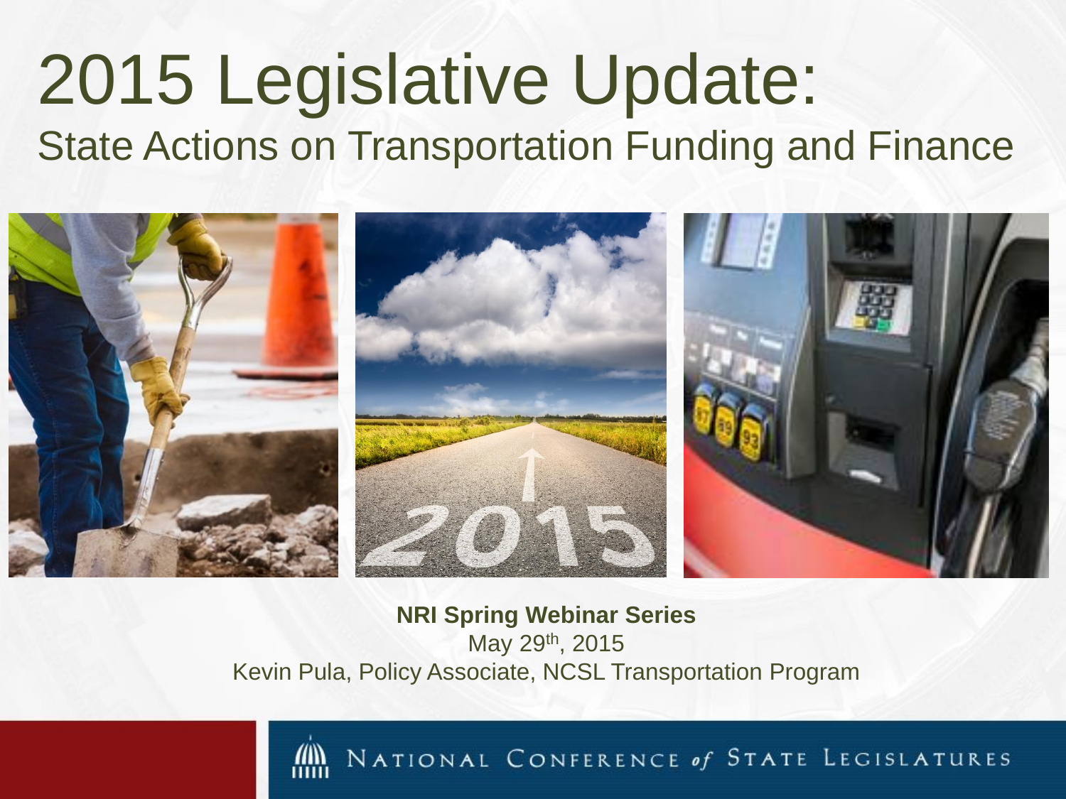# 2015 Legislative Update:

## State Actions on Transportation Funding and Finance

**NRI Spring Webinar Series**

May 29th, 2015

Kevin Pula, Policy Associate, NCSL Transportation Program

NATIONAL CONFERENCE *of* STATE LEGISLATURES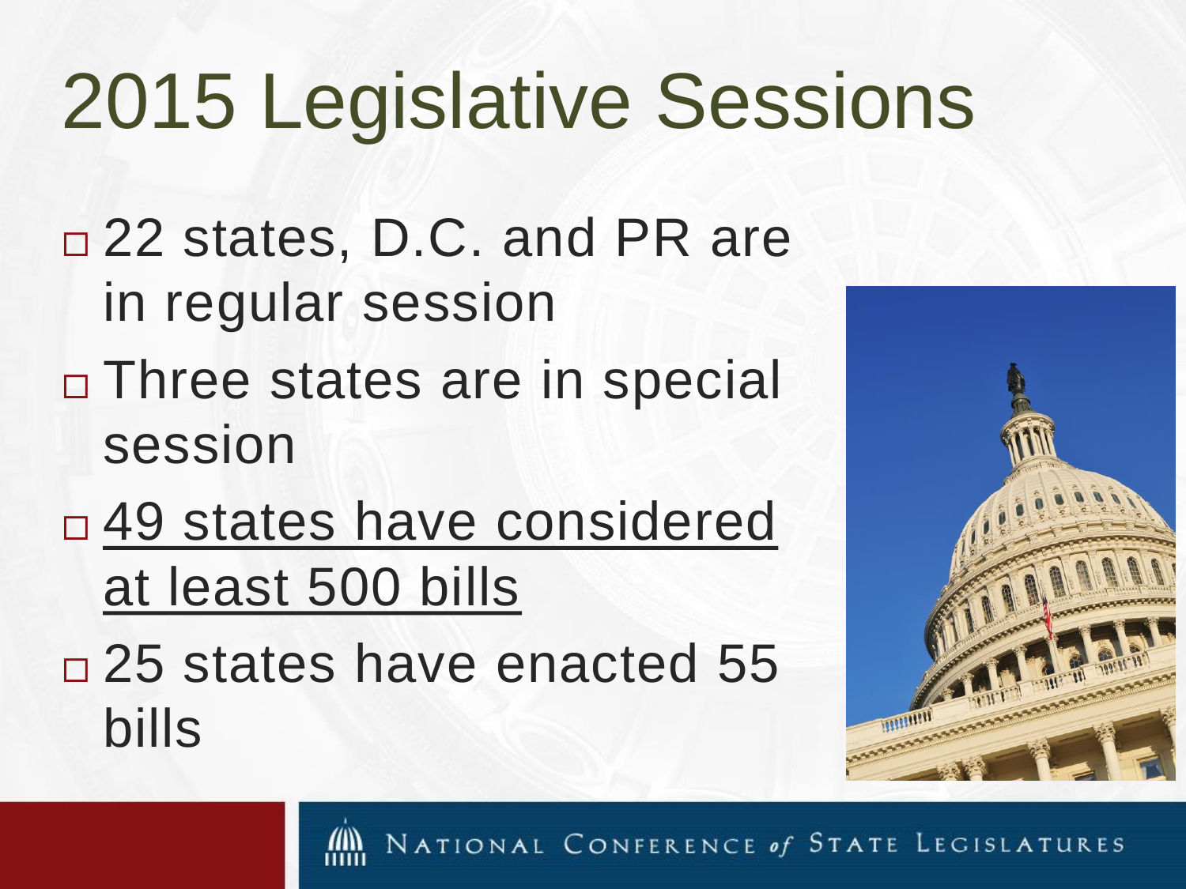# 2015 Legislative Sessions

- 22 states, D.C. and PR are in regular session
- Three states are in special session
- 49 states have considered at least 500 bills
- 25 states have enacted 55 bills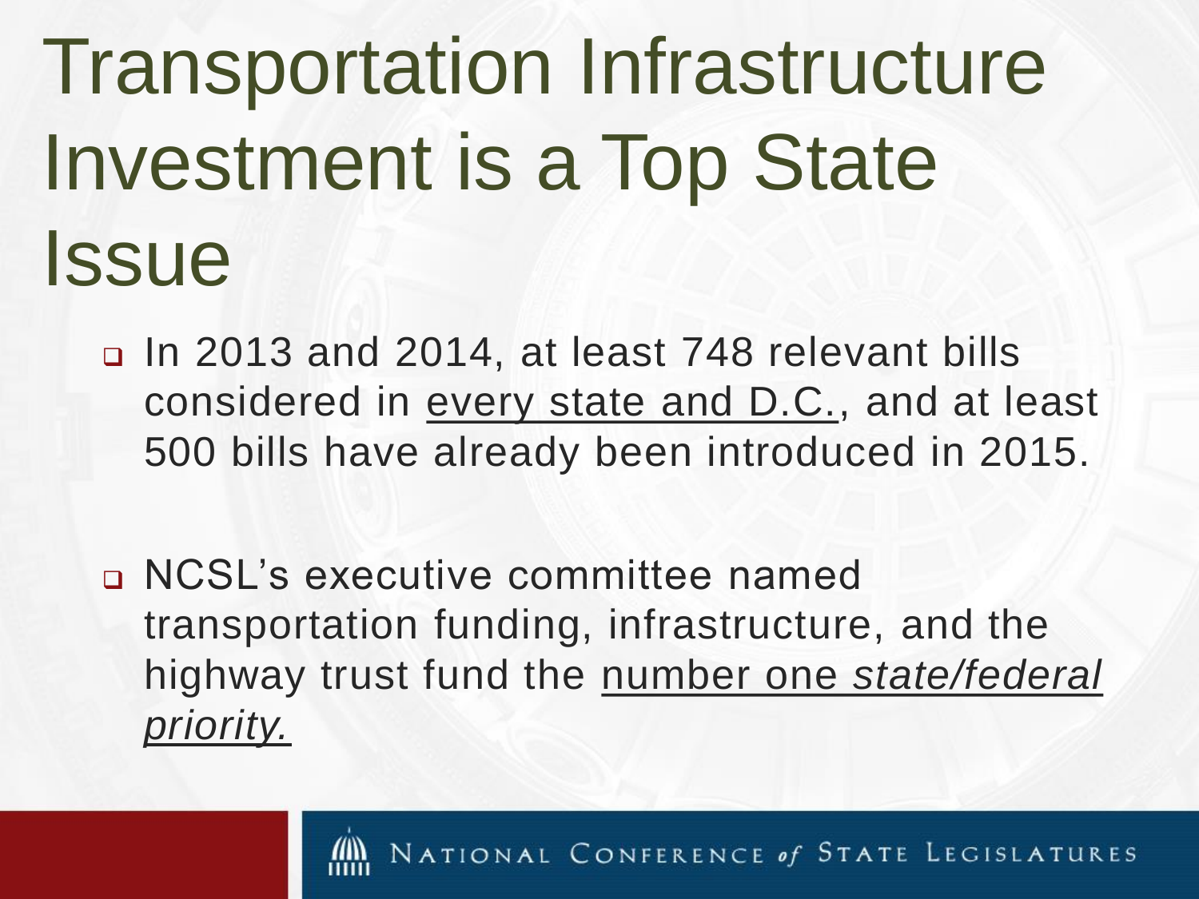# Transportation Infrastructure Investment is a Top State Issue

- In 2013 and 2014, at least 748 relevant bills considered in every state and D.C., and at least 500 bills have already been introduced in 2015.
- NCSL's executive committee named transportation funding, infrastructure, and the highway trust fund the number one *state/federal priority.*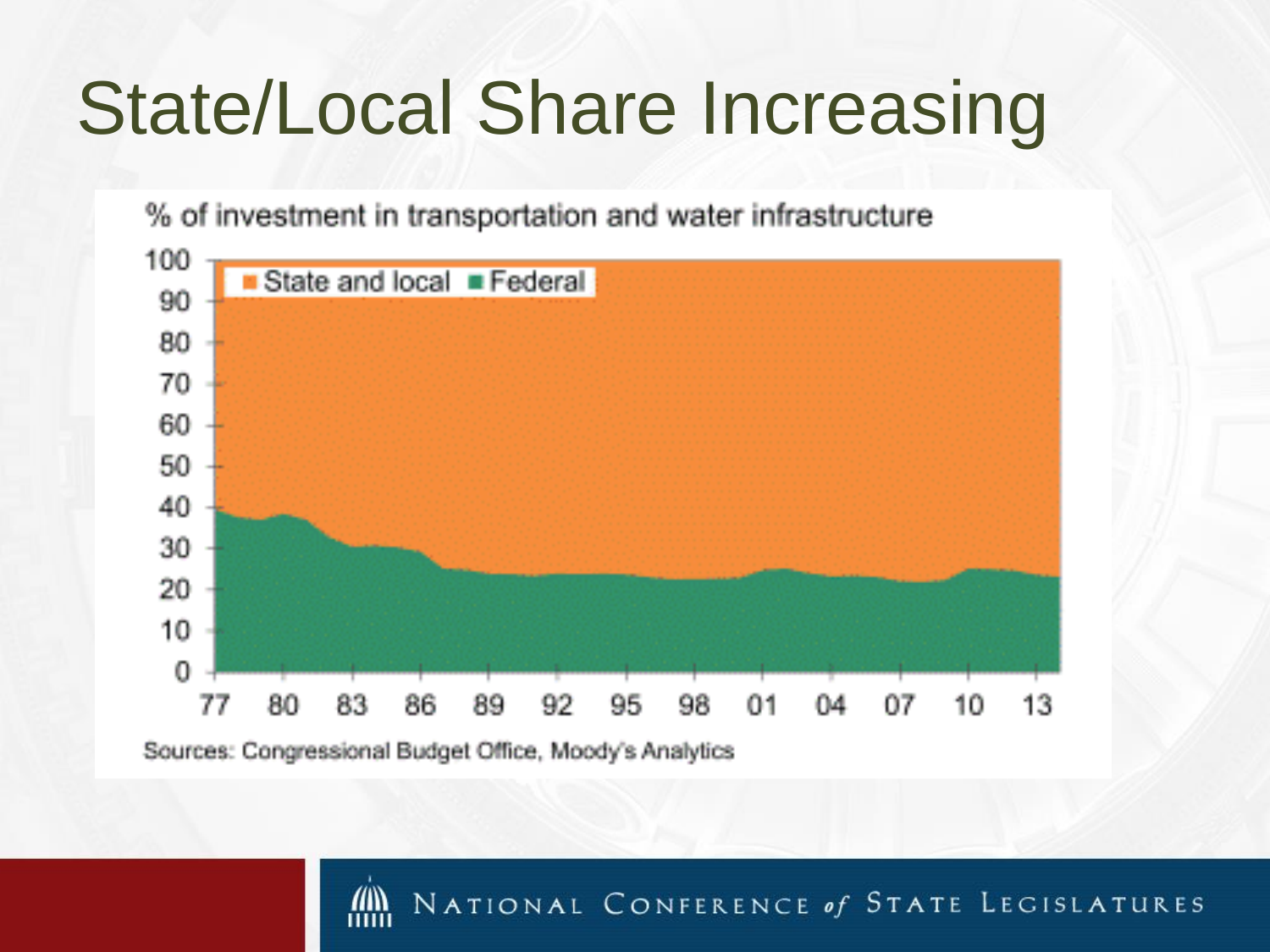# State/Local Share Increasing

% of investment in transportation and water infrastructure

Sources: Congressional Budget Office, Moody's Analytics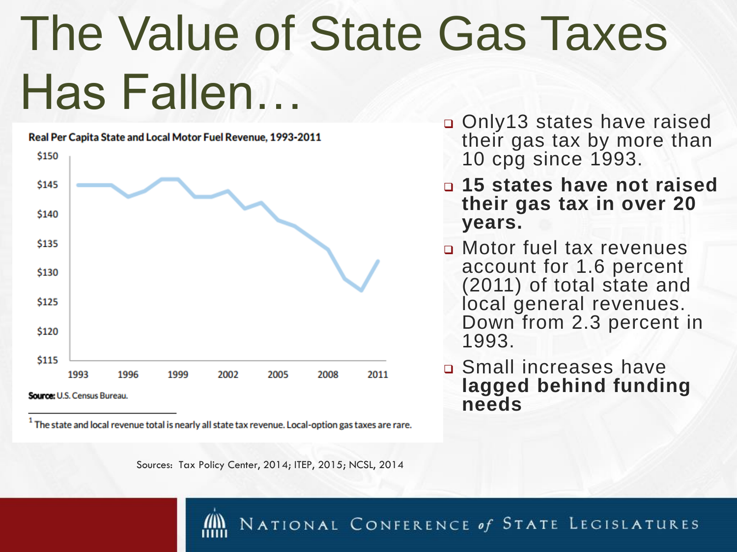# The Value of State Gas Taxes Has Fallen…

**Real Per Capita State and Local Motor Fuel Revenue, 1993-2011**

**Source:** U.S. Census Bureau.

[1] The state and local revenue total is nearly all state tax revenue. Local-option gas taxes are rare.

- Only13 states have raised their gas tax by more than 10 cpg since 1993.
- **15 states have not raised their gas tax in over 20 years.**
- Motor fuel tax revenues account for 1.6 percent (2011) of total state and local general revenues. Down from 2.3 percent in 1993.
- Small increases have **lagged behind funding needs**

Sources: Tax Policy Center, 2014; ITEP, 2015; NCSL, 2014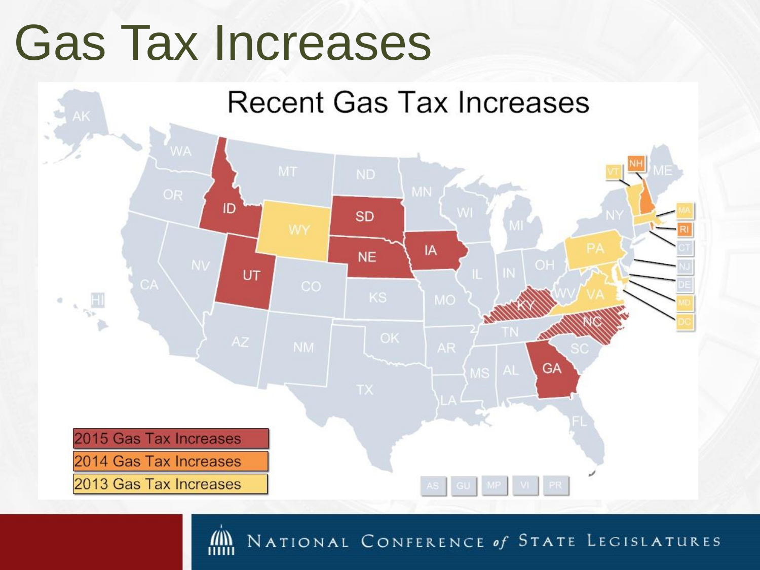# Gas Tax Increases

## Recent Gas Tax Increases

- 2015 Gas Tax Increases
- 2014 Gas Tax Increases
- 2013 Gas Tax Increases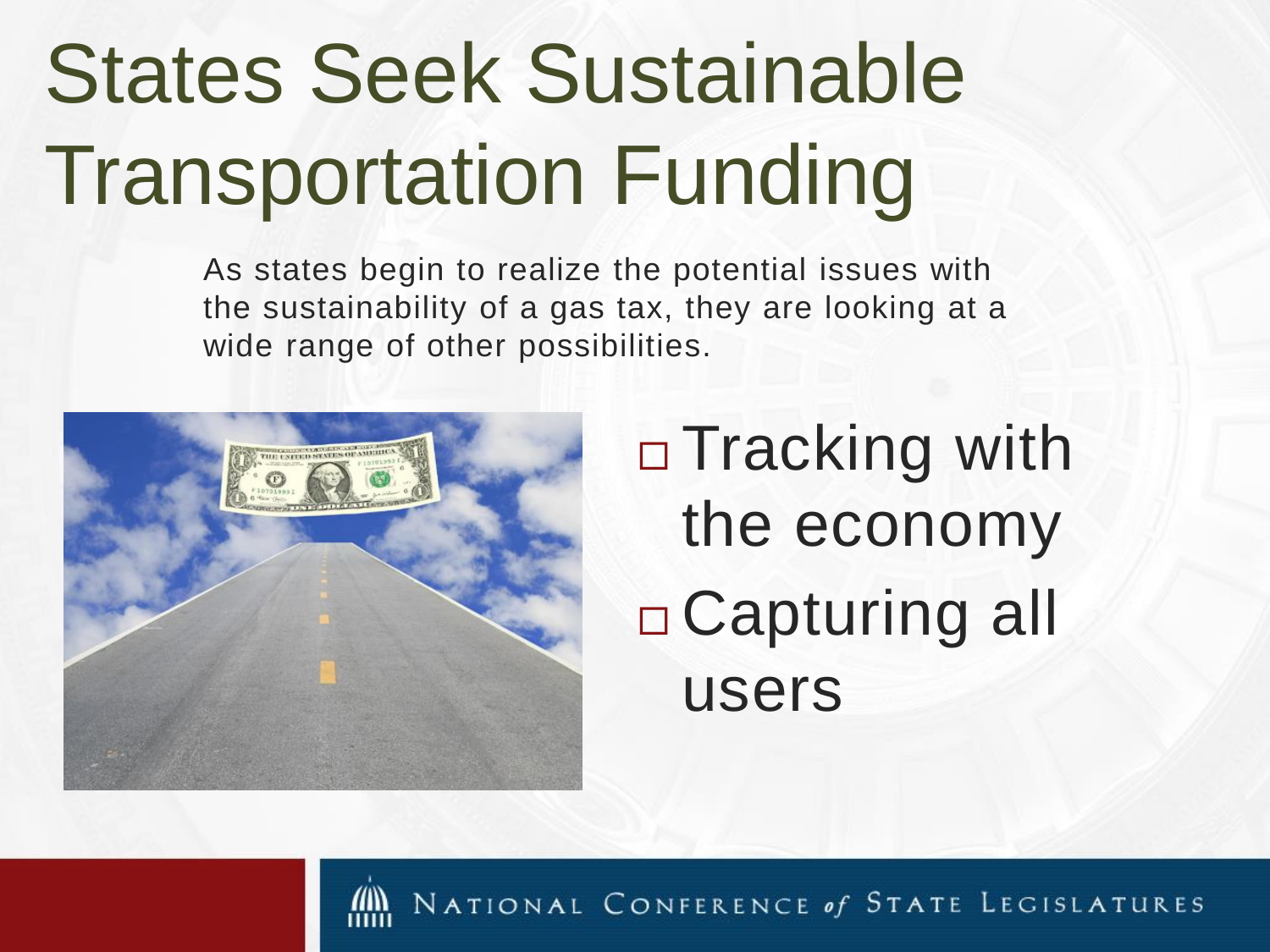# States Seek Sustainable Transportation Funding

As states begin to realize the potential issues with the sustainability of a gas tax, they are looking at a wide range of other possibilities.

- Tracking with the economy
- Capturing all users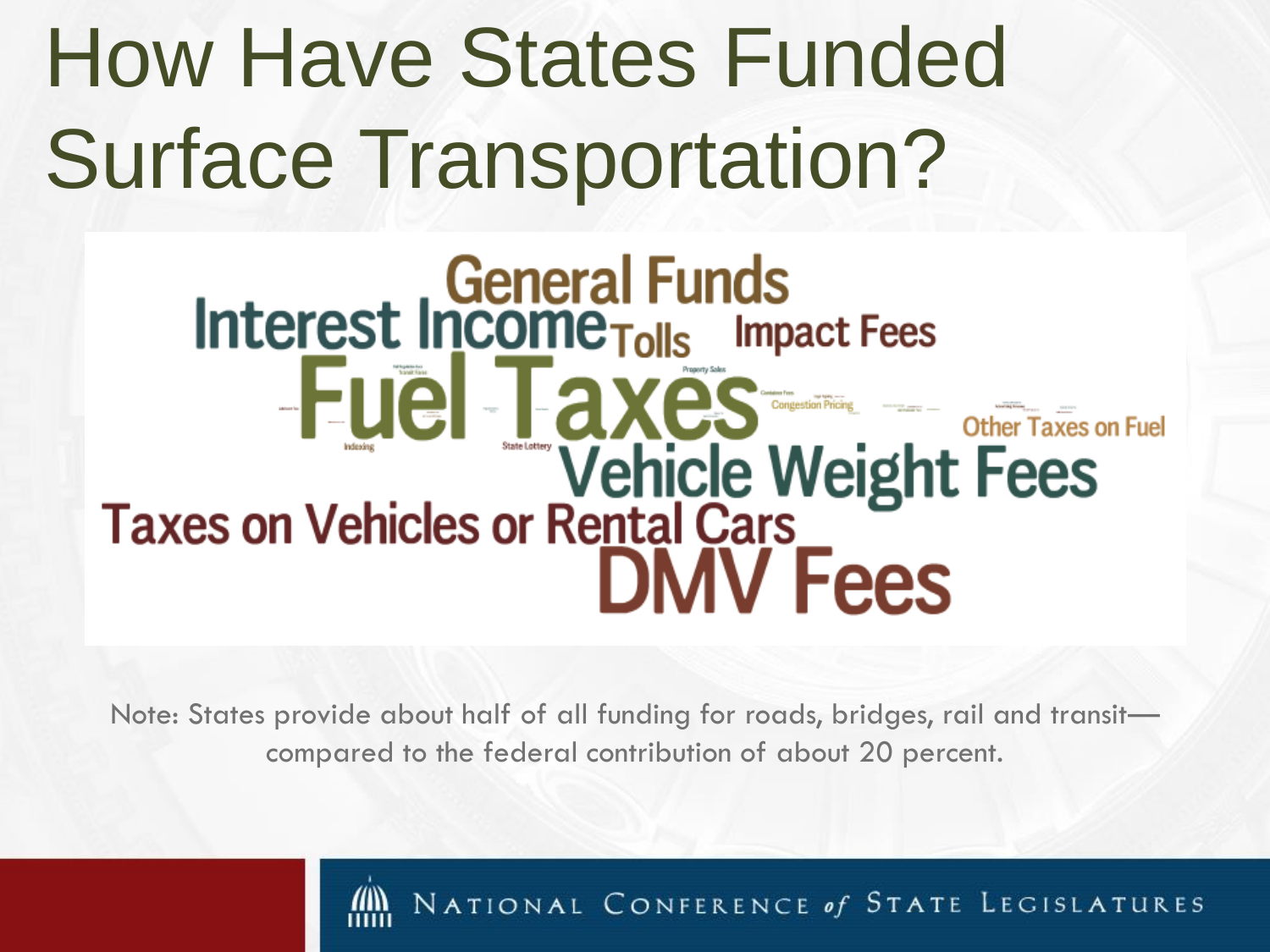# How Have States Funded Surface Transportation?

General Funds

Interest Income

Tolls

Impact Fees

Fuel Taxes

Property Sales

Congestion Pricing

Other Taxes on Fuel

Indexing

State Lottery

Vehicle Weight Fees

Taxes on Vehicles or Rental Cars

DMV Fees

Note: States provide about half of all funding for roads, bridges, rail and transit—compared to the federal contribution of about 20 percent.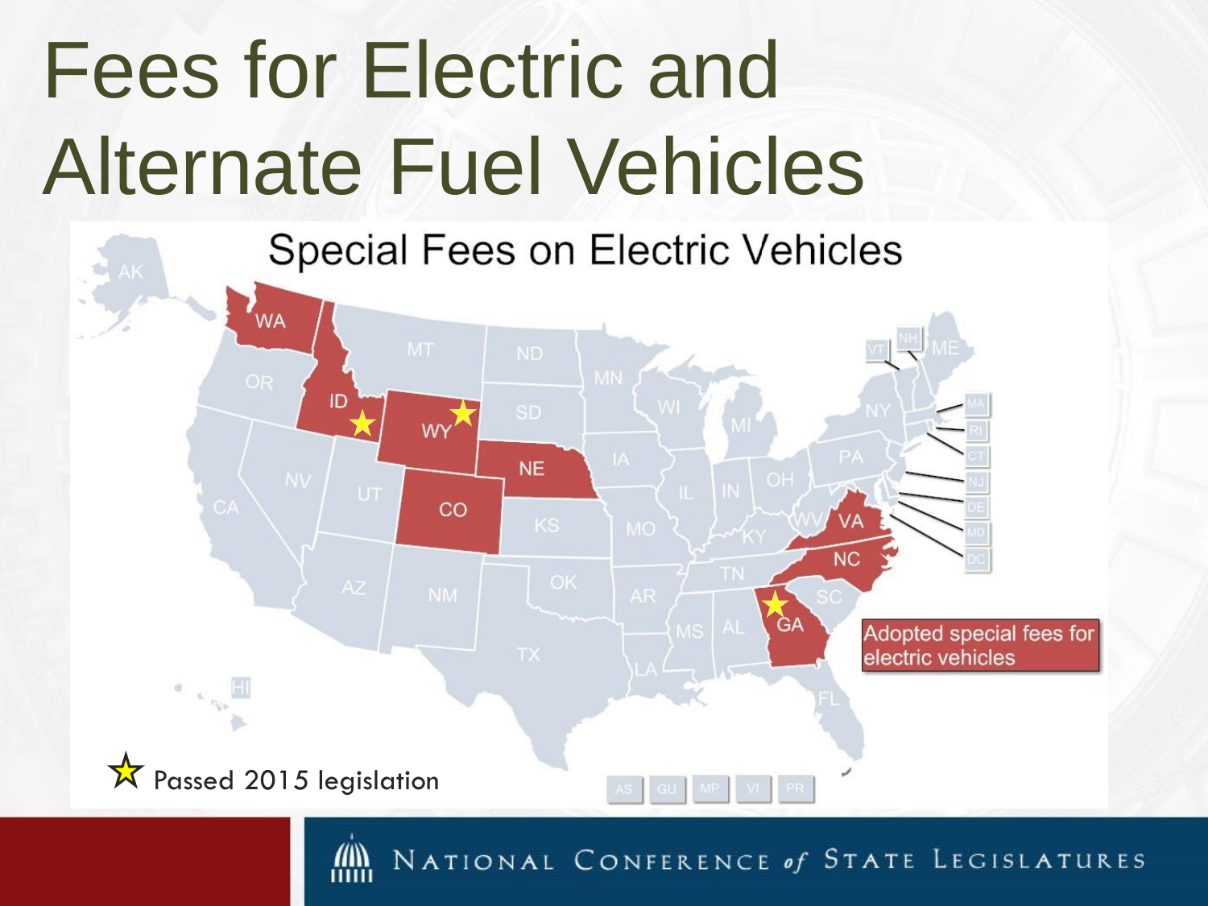# Fees for Electric and Alternate Fuel Vehicles

## Special Fees on Electric Vehicles

Adopted special fees for electric vehicles

★ Passed 2015 legislation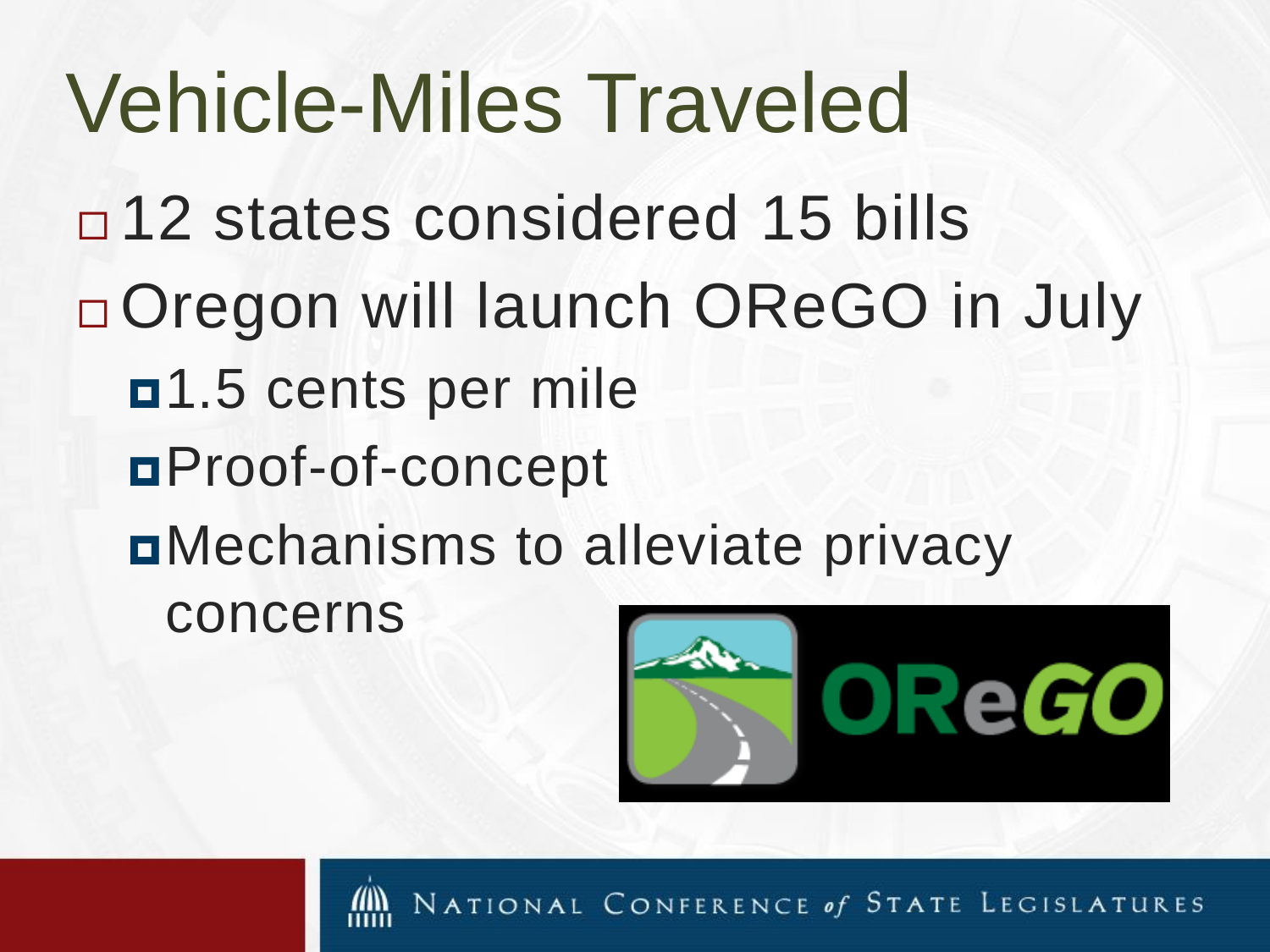# Vehicle-Miles Traveled

- 12 states considered 15 bills
- Oregon will launch OReGO in July
  - 1.5 cents per mile
  - Proof-of-concept
  - Mechanisms to alleviate privacy concerns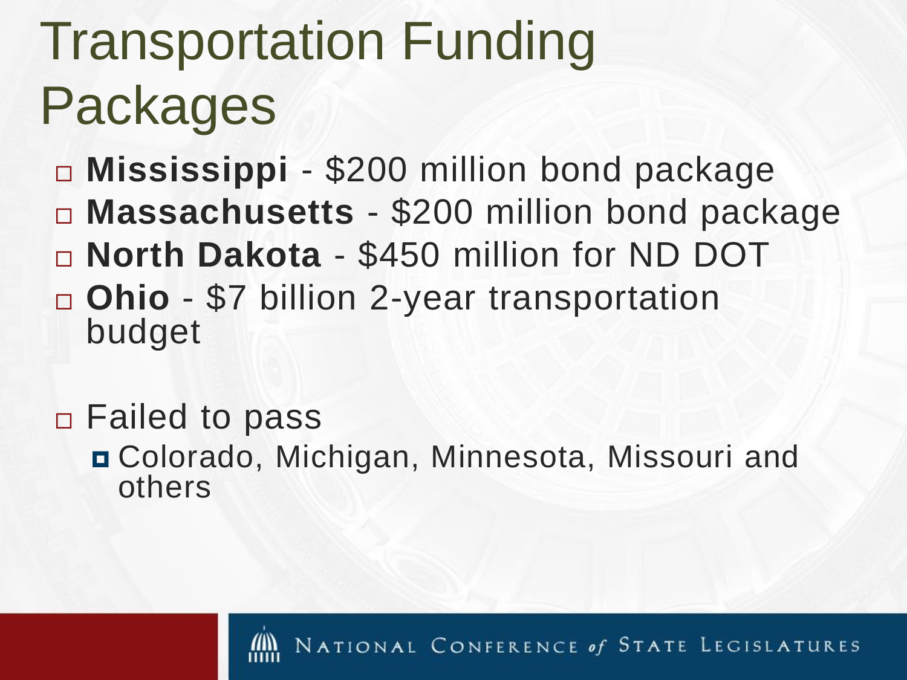# Transportation Funding Packages

- **Mississippi** - $200 million bond package
- **Massachusetts** - $200 million bond package
- **North Dakota** - $450 million for ND DOT
- **Ohio** - $7 billion 2-year transportation budget

- Failed to pass
  - Colorado, Michigan, Minnesota, Missouri and others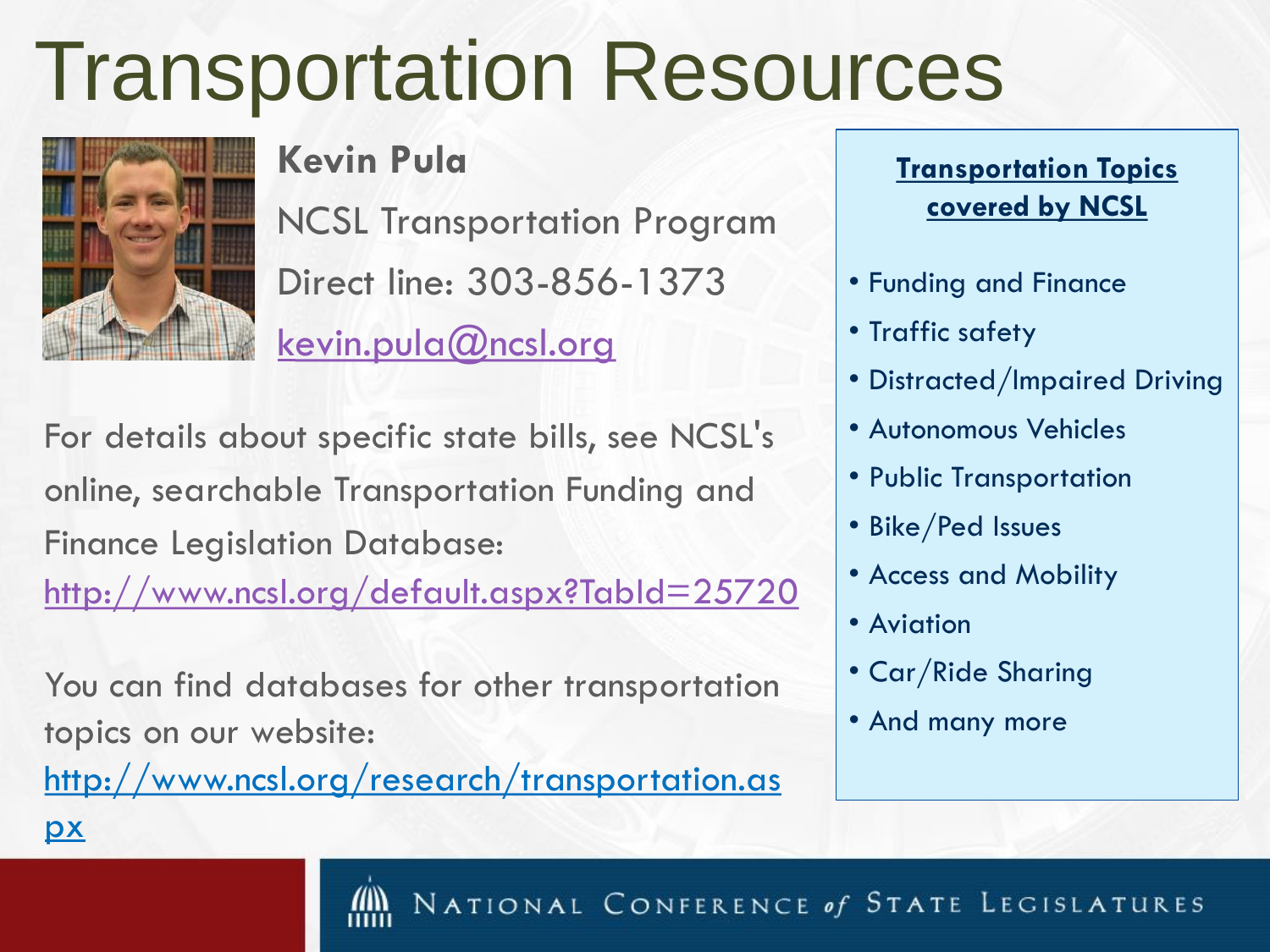# Transportation Resources

**Kevin Pula**

NCSL Transportation Program

Direct line: 303-856-1373

kevin.pula@ncsl.org

For details about specific state bills, see NCSL's online, searchable Transportation Funding and Finance Legislation Database:
http://www.ncsl.org/default.aspx?TabId=25720

You can find databases for other transportation topics on our website:
http://www.ncsl.org/research/transportation.aspx

**Transportation Topics covered by NCSL**

- Funding and Finance
- Traffic safety
- Distracted/Impaired Driving
- Autonomous Vehicles
- Public Transportation
- Bike/Ped Issues
- Access and Mobility
- Aviation
- Car/Ride Sharing
- And many more

NATIONAL CONFERENCE *of* STATE LEGISLATURES